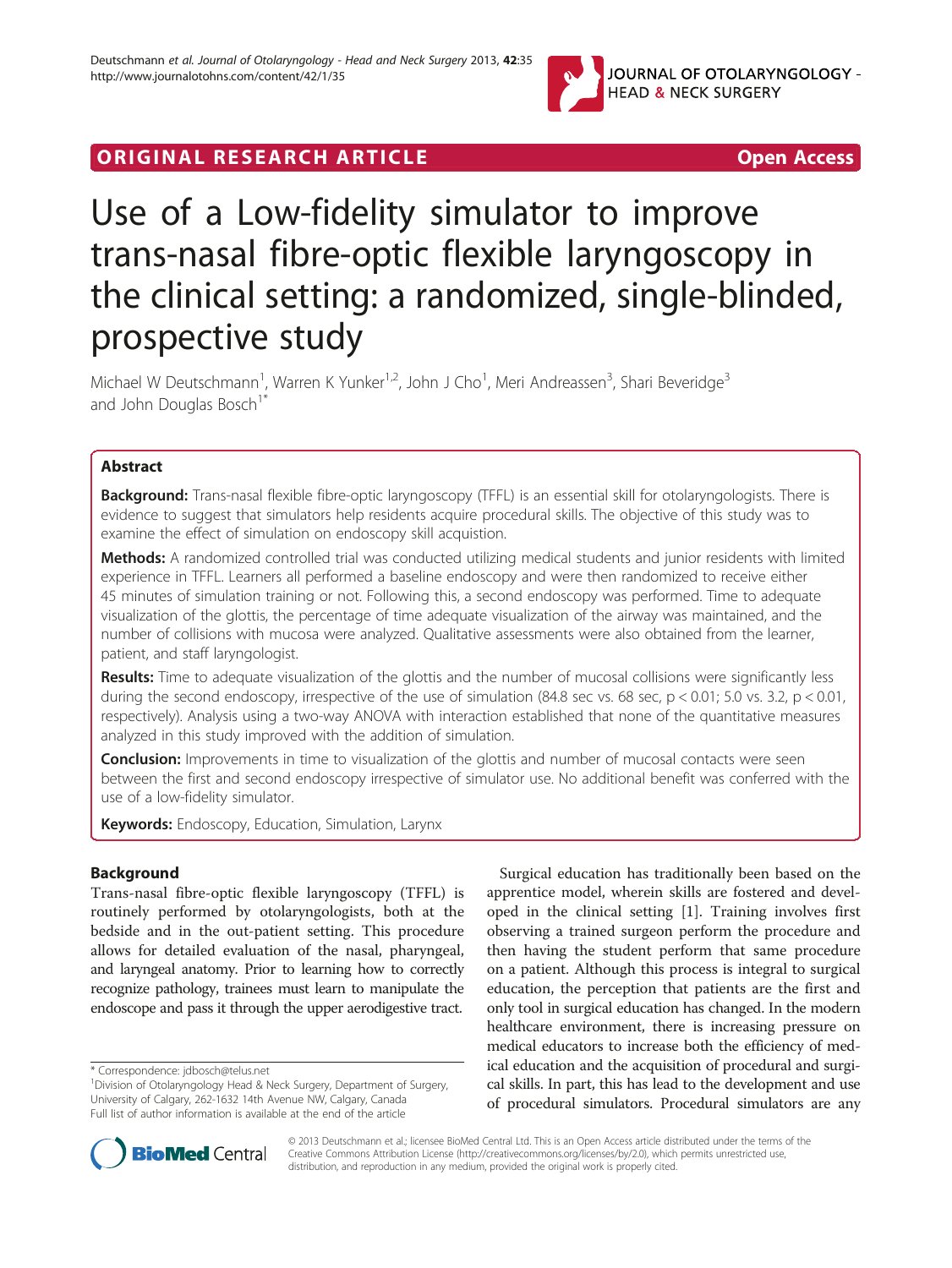ORIGINAL RESEARCH ARTICLE

Open Access

# Use of a Low-fidelity simulator to improve trans-nasal fibre-optic flexible laryngoscopy in the clinical setting: a randomized, single-blinded, prospective study

Michael W Deutschmann[1], Warren K Yunker[1,2], John J Cho[1], Meri Andreassen[3], Shari Beveridge[3] and John Douglas Bosch[1*]

## Abstract

**Background:** Trans-nasal flexible fibre-optic laryngoscopy (TFFL) is an essential skill for otolaryngologists. There is evidence to suggest that simulators help residents acquire procedural skills. The objective of this study was to examine the effect of simulation on endoscopy skill acquistion.

**Methods:** A randomized controlled trial was conducted utilizing medical students and junior residents with limited experience in TFFL. Learners all performed a baseline endoscopy and were then randomized to receive either 45 minutes of simulation training or not. Following this, a second endoscopy was performed. Time to adequate visualization of the glottis, the percentage of time adequate visualization of the airway was maintained, and the number of collisions with mucosa were analyzed. Qualitative assessments were also obtained from the learner, patient, and staff laryngologist.

**Results:** Time to adequate visualization of the glottis and the number of mucosal collisions were significantly less during the second endoscopy, irrespective of the use of simulation (84.8 sec vs. 68 sec, $p < 0.01$; 5.0 vs. 3.2, $p < 0.01$, respectively). Analysis using a two-way ANOVA with interaction established that none of the quantitative measures analyzed in this study improved with the addition of simulation.

**Conclusion:** Improvements in time to visualization of the glottis and number of mucosal contacts were seen between the first and second endoscopy irrespective of simulator use. No additional benefit was conferred with the use of a low-fidelity simulator.

**Keywords:** Endoscopy, Education, Simulation, Larynx

## Background

Trans-nasal fibre-optic flexible laryngoscopy (TFFL) is routinely performed by otolaryngologists, both at the bedside and in the out-patient setting. This procedure allows for detailed evaluation of the nasal, pharyngeal, and laryngeal anatomy. Prior to learning how to correctly recognize pathology, trainees must learn to manipulate the endoscope and pass it through the upper aerodigestive tract.

Surgical education has traditionally been based on the apprentice model, wherein skills are fostered and developed in the clinical setting [1]. Training involves first observing a trained surgeon perform the procedure and then having the student perform that same procedure on a patient. Although this process is integral to surgical education, the perception that patients are the first and only tool in surgical education has changed. In the modern healthcare environment, there is increasing pressure on medical educators to increase both the efficiency of medical education and the acquisition of procedural and surgical skills. In part, this has lead to the development and use of procedural simulators. Procedural simulators are any

\* Correspondence: jdbosch@telus.net
[1]Division of Otolaryngology Head & Neck Surgery, Department of Surgery, University of Calgary, 262-1632 14th Avenue NW, Calgary, Canada
Full list of author information is available at the end of the article

© 2013 Deutschmann et al.; licensee BioMed Central Ltd. This is an Open Access article distributed under the terms of the Creative Commons Attribution License (http://creativecommons.org/licenses/by/2.0), which permits unrestricted use, distribution, and reproduction in any medium, provided the original work is properly cited.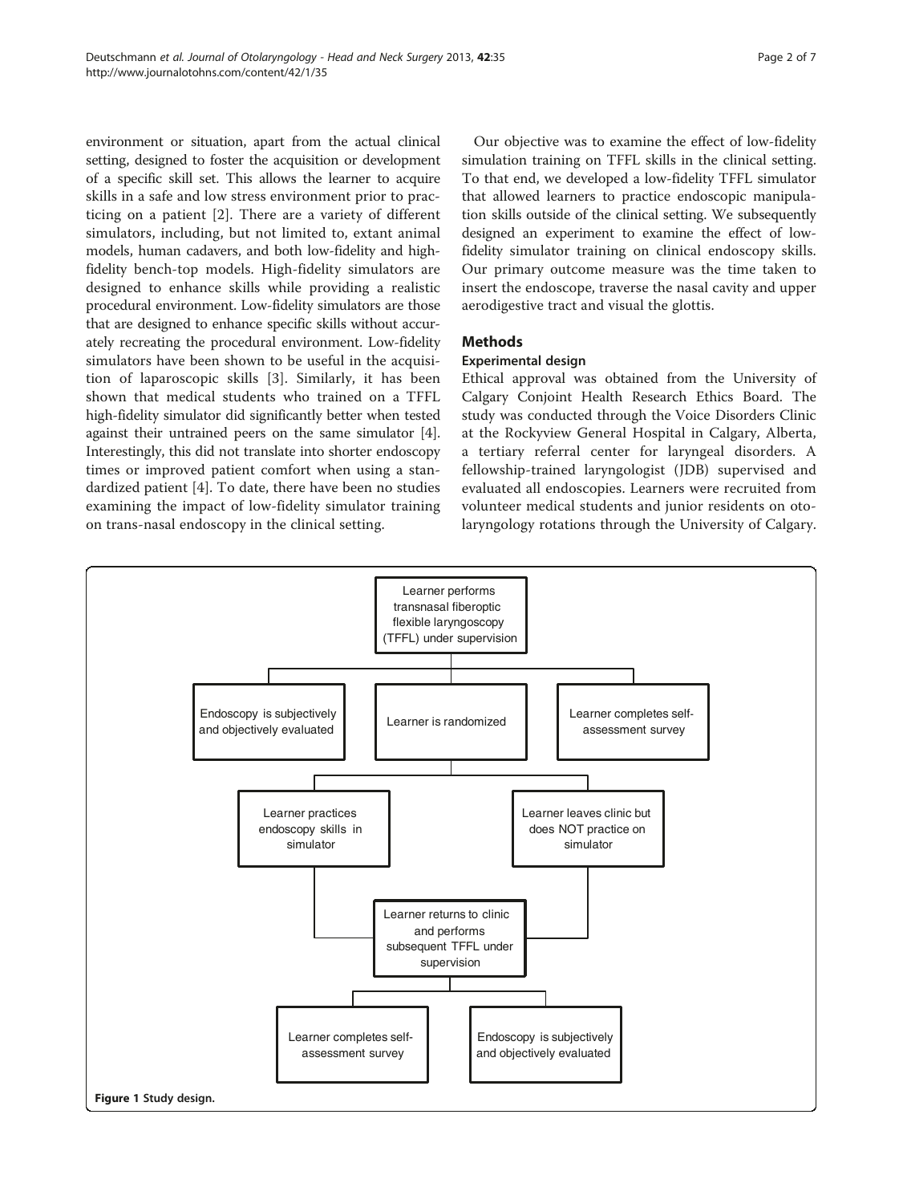environment or situation, apart from the actual clinical setting, designed to foster the acquisition or development of a specific skill set. This allows the learner to acquire skills in a safe and low stress environment prior to practicing on a patient [2]. There are a variety of different simulators, including, but not limited to, extant animal models, human cadavers, and both low-fidelity and high-fidelity bench-top models. High-fidelity simulators are designed to enhance skills while providing a realistic procedural environment. Low-fidelity simulators are those that are designed to enhance specific skills without accurately recreating the procedural environment. Low-fidelity simulators have been shown to be useful in the acquisition of laparoscopic skills [3]. Similarly, it has been shown that medical students who trained on a TFFL high-fidelity simulator did significantly better when tested against their untrained peers on the same simulator [4]. Interestingly, this did not translate into shorter endoscopy times or improved patient comfort when using a standardized patient [4]. To date, there have been no studies examining the impact of low-fidelity simulator training on trans-nasal endoscopy in the clinical setting.

Our objective was to examine the effect of low-fidelity simulation training on TFFL skills in the clinical setting. To that end, we developed a low-fidelity TFFL simulator that allowed learners to practice endoscopic manipulation skills outside of the clinical setting. We subsequently designed an experiment to examine the effect of low-fidelity simulator training on clinical endoscopy skills. Our primary outcome measure was the time taken to insert the endoscope, traverse the nasal cavity and upper aerodigestive tract and visual the glottis.

## Methods

### Experimental design

Ethical approval was obtained from the University of Calgary Conjoint Health Research Ethics Board. The study was conducted through the Voice Disorders Clinic at the Rockyview General Hospital in Calgary, Alberta, a tertiary referral center for laryngeal disorders. A fellowship-trained laryngologist (JDB) supervised and evaluated all endoscopies. Learners were recruited from volunteer medical students and junior residents on otolaryngology rotations through the University of Calgary.

Learner performs transnasal fiberoptic flexible laryngoscopy (TFFL) under supervision → Endoscopy is subjectively and objectively evaluated; Learner is randomized; Learner completes self-assessment survey → Learner practices endoscopy skills in simulator / Learner leaves clinic but does NOT practice on simulator → Learner returns to clinic and performs subsequent TFFL under supervision → Learner completes self-assessment survey; Endoscopy is subjectively and objectively evaluated

**Figure 1** Study design.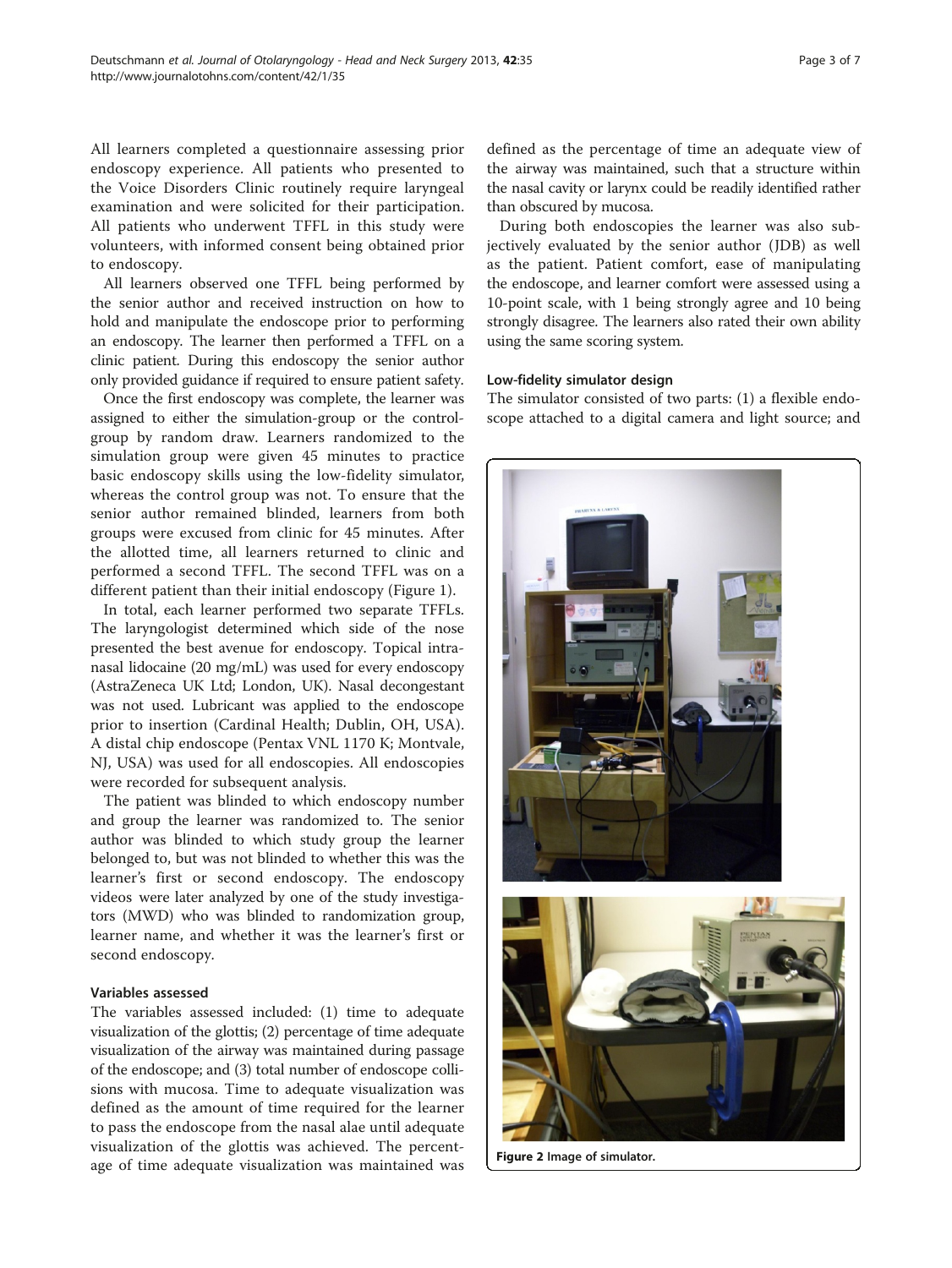All learners completed a questionnaire assessing prior endoscopy experience. All patients who presented to the Voice Disorders Clinic routinely require laryngeal examination and were solicited for their participation. All patients who underwent TFFL in this study were volunteers, with informed consent being obtained prior to endoscopy.

All learners observed one TFFL being performed by the senior author and received instruction on how to hold and manipulate the endoscope prior to performing an endoscopy. The learner then performed a TFFL on a clinic patient. During this endoscopy the senior author only provided guidance if required to ensure patient safety.

Once the first endoscopy was complete, the learner was assigned to either the simulation-group or the control-group by random draw. Learners randomized to the simulation group were given 45 minutes to practice basic endoscopy skills using the low-fidelity simulator, whereas the control group was not. To ensure that the senior author remained blinded, learners from both groups were excused from clinic for 45 minutes. After the allotted time, all learners returned to clinic and performed a second TFFL. The second TFFL was on a different patient than their initial endoscopy (Figure 1).

In total, each learner performed two separate TFFLs. The laryngologist determined which side of the nose presented the best avenue for endoscopy. Topical intranasal lidocaine (20 mg/mL) was used for every endoscopy (AstraZeneca UK Ltd; London, UK). Nasal decongestant was not used. Lubricant was applied to the endoscope prior to insertion (Cardinal Health; Dublin, OH, USA). A distal chip endoscope (Pentax VNL 1170 K; Montvale, NJ, USA) was used for all endoscopies. All endoscopies were recorded for subsequent analysis.

The patient was blinded to which endoscopy number and group the learner was randomized to. The senior author was blinded to which study group the learner belonged to, but was not blinded to whether this was the learner's first or second endoscopy. The endoscopy videos were later analyzed by one of the study investigators (MWD) who was blinded to randomization group, learner name, and whether it was the learner's first or second endoscopy.

### Variables assessed

The variables assessed included: (1) time to adequate visualization of the glottis; (2) percentage of time adequate visualization of the airway was maintained during passage of the endoscope; and (3) total number of endoscope collisions with mucosa. Time to adequate visualization was defined as the amount of time required for the learner to pass the endoscope from the nasal alae until adequate visualization of the glottis was achieved. The percentage of time adequate visualization was maintained was defined as the percentage of time an adequate view of the airway was maintained, such that a structure within the nasal cavity or larynx could be readily identified rather than obscured by mucosa.

During both endoscopies the learner was also subjectively evaluated by the senior author (JDB) as well as the patient. Patient comfort, ease of manipulating the endoscope, and learner comfort were assessed using a 10-point scale, with 1 being strongly agree and 10 being strongly disagree. The learners also rated their own ability using the same scoring system.

### Low-fidelity simulator design

The simulator consisted of two parts: (1) a flexible endoscope attached to a digital camera and light source; and

**Figure 2** Image of simulator.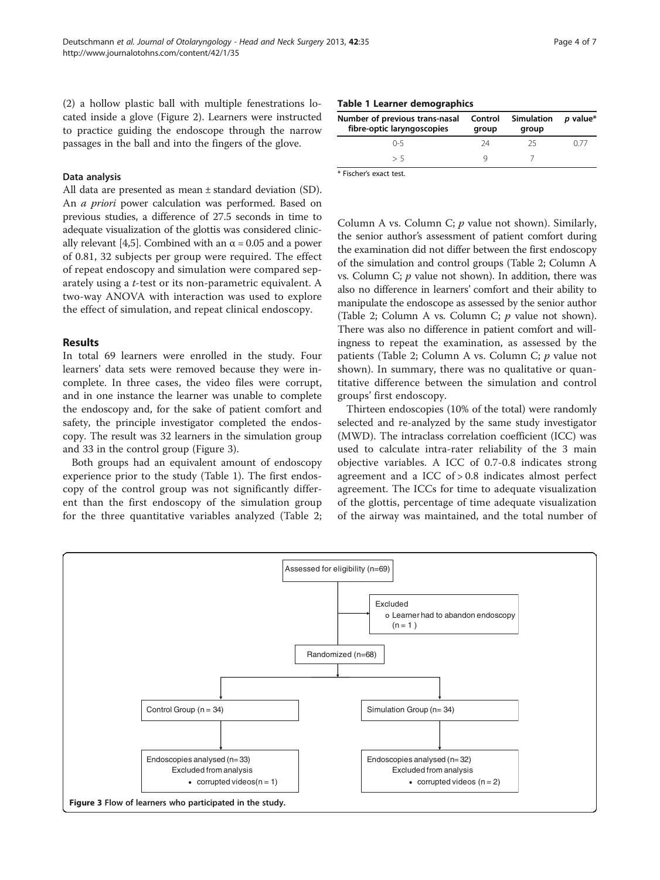(2) a hollow plastic ball with multiple fenestrations located inside a glove (Figure 2). Learners were instructed to practice guiding the endoscope through the narrow passages in the ball and into the fingers of the glove.

### Data analysis

All data are presented as mean ± standard deviation (SD). An *a priori* power calculation was performed. Based on previous studies, a difference of 27.5 seconds in time to adequate visualization of the glottis was considered clinically relevant [4,5]. Combined with an $\alpha = 0.05$ and a power of 0.81, 32 subjects per group were required. The effect of repeat endoscopy and simulation were compared separately using a *t*-test or its non-parametric equivalent. A two-way ANOVA with interaction was used to explore the effect of simulation, and repeat clinical endoscopy.

## Results

In total 69 learners were enrolled in the study. Four learners' data sets were removed because they were incomplete. In three cases, the video files were corrupt, and in one instance the learner was unable to complete the endoscopy and, for the sake of patient comfort and safety, the principle investigator completed the endoscopy. The result was 32 learners in the simulation group and 33 in the control group (Figure 3).

Both groups had an equivalent amount of endoscopy experience prior to the study (Table 1). The first endoscopy of the control group was not significantly different than the first endoscopy of the simulation group for the three quantitative variables analyzed (Table 2; Column A vs. Column C; *p* value not shown). Similarly, the senior author's assessment of patient comfort during the examination did not differ between the first endoscopy of the simulation and control groups (Table 2; Column A vs. Column C; *p* value not shown). In addition, there was also no difference in learners' comfort and their ability to manipulate the endoscope as assessed by the senior author (Table 2; Column A vs. Column C; *p* value not shown). There was also no difference in patient comfort and willingness to repeat the examination, as assessed by the patients (Table 2; Column A vs. Column C; *p* value not shown). In summary, there was no qualitative or quantitative difference between the simulation and control groups' first endoscopy.

**Table 1 Learner demographics**

| Number of previous trans-nasal fibre-optic laryngoscopies | Control group | Simulation group | *p* value* |
|---|---|---|---|
| 0-5 | 24 | 25 | 0.77 |
| > 5 | 9 | 7 | |

\* Fischer's exact test.

Thirteen endoscopies (10% of the total) were randomly selected and re-analyzed by the same study investigator (MWD). The intraclass correlation coefficient (ICC) was used to calculate intra-rater reliability of the 3 main objective variables. A ICC of 0.7-0.8 indicates strong agreement and a ICC of > 0.8 indicates almost perfect agreement. The ICCs for time to adequate visualization of the glottis, percentage of time adequate visualization of the airway was maintained, and the total number of

Assessed for eligibility (n=69)

Excluded
- Learner had to abandon endoscopy (n = 1)

Randomized (n=68)

Control Group (n = 34) — Endoscopies analysed (n=33); Excluded from analysis: corrupted videos (n = 1)

Simulation Group (n= 34) — Endoscopies analysed (n=32); Excluded from analysis: corrupted videos (n = 2)

**Figure 3** Flow of learners who participated in the study.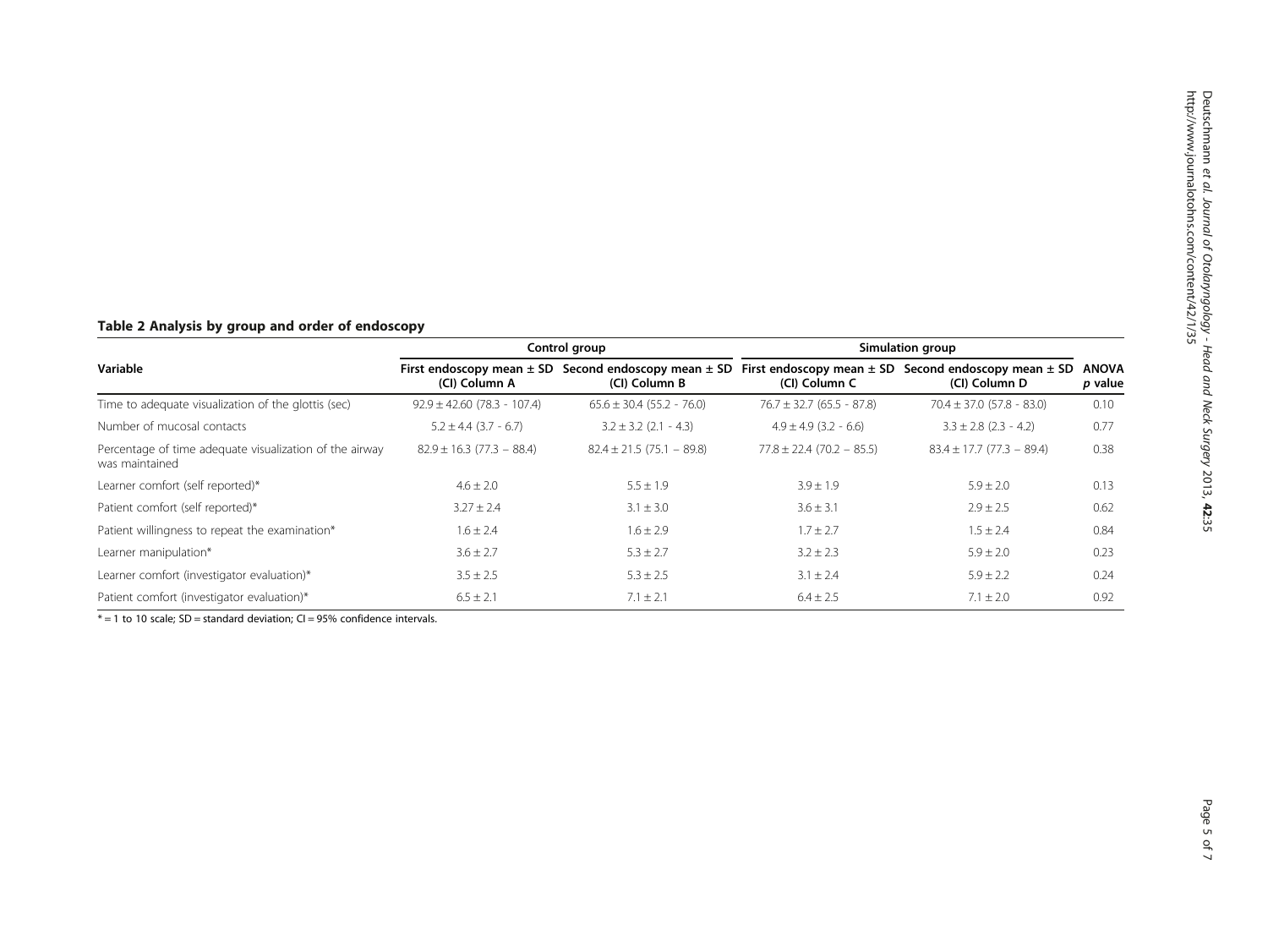**Table 2 Analysis by group and order of endoscopy**

| Variable | Control group | | Simulation group | | ANOVA *p* value |
|---|---|---|---|---|---|
| | First endoscopy mean ± SD (CI) Column A | Second endoscopy mean ± SD (CI) Column B | First endoscopy mean ± SD (CI) Column C | Second endoscopy mean ± SD (CI) Column D | |
| Time to adequate visualization of the glottis (sec) | 92.9 ± 42.60 (78.3 - 107.4) | 65.6 ± 30.4 (55.2 - 76.0) | 76.7 ± 32.7 (65.5 - 87.8) | 70.4 ± 37.0 (57.8 - 83.0) | 0.10 |
| Number of mucosal contacts | 5.2 ± 4.4 (3.7 - 6.7) | 3.2 ± 3.2 (2.1 - 4.3) | 4.9 ± 4.9 (3.2 - 6.6) | 3.3 ± 2.8 (2.3 - 4.2) | 0.77 |
| Percentage of time adequate visualization of the airway was maintained | 82.9 ± 16.3 (77.3 – 88.4) | 82.4 ± 21.5 (75.1 – 89.8) | 77.8 ± 22.4 (70.2 – 85.5) | 83.4 ± 17.7 (77.3 – 89.4) | 0.38 |
| Learner comfort (self reported)* | 4.6 ± 2.0 | 5.5 ± 1.9 | 3.9 ± 1.9 | 5.9 ± 2.0 | 0.13 |
| Patient comfort (self reported)* | 3.27 ± 2.4 | 3.1 ± 3.0 | 3.6 ± 3.1 | 2.9 ± 2.5 | 0.62 |
| Patient willingness to repeat the examination* | 1.6 ± 2.4 | 1.6 ± 2.9 | 1.7 ± 2.7 | 1.5 ± 2.4 | 0.84 |
| Learner manipulation* | 3.6 ± 2.7 | 5.3 ± 2.7 | 3.2 ± 2.3 | 5.9 ± 2.0 | 0.23 |
| Learner comfort (investigator evaluation)* | 3.5 ± 2.5 | 5.3 ± 2.5 | 3.1 ± 2.4 | 5.9 ± 2.2 | 0.24 |
| Patient comfort (investigator evaluation)* | 6.5 ± 2.1 | 7.1 ± 2.1 | 6.4 ± 2.5 | 7.1 ± 2.0 | 0.92 |

* = 1 to 10 scale; SD = standard deviation; CI = 95% confidence intervals.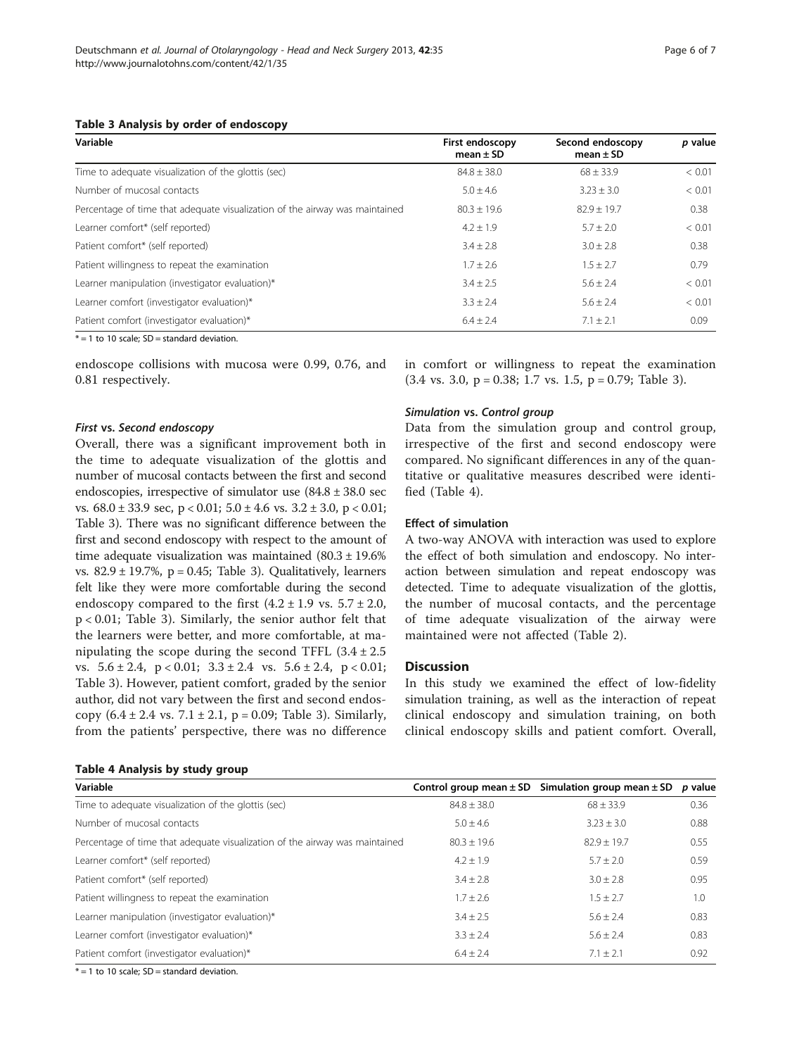**Table 3 Analysis by order of endoscopy**

| Variable | First endoscopy mean ± SD | Second endoscopy mean ± SD | *p* value |
|---|---|---|---|
| Time to adequate visualization of the glottis (sec) | 84.8 ± 38.0 | 68 ± 33.9 | < 0.01 |
| Number of mucosal contacts | 5.0 ± 4.6 | 3.23 ± 3.0 | < 0.01 |
| Percentage of time that adequate visualization of the airway was maintained | 80.3 ± 19.6 | 82.9 ± 19.7 | 0.38 |
| Learner comfort* (self reported) | 4.2 ± 1.9 | 5.7 ± 2.0 | < 0.01 |
| Patient comfort* (self reported) | 3.4 ± 2.8 | 3.0 ± 2.8 | 0.38 |
| Patient willingness to repeat the examination | 1.7 ± 2.6 | 1.5 ± 2.7 | 0.79 |
| Learner manipulation (investigator evaluation)* | 3.4 ± 2.5 | 5.6 ± 2.4 | < 0.01 |
| Learner comfort (investigator evaluation)* | 3.3 ± 2.4 | 5.6 ± 2.4 | < 0.01 |
| Patient comfort (investigator evaluation)* | 6.4 ± 2.4 | 7.1 ± 2.1 | 0.09 |

* = 1 to 10 scale; SD = standard deviation.

endoscope collisions with mucosa were 0.99, 0.76, and 0.81 respectively.

### *First* vs. *Second endoscopy*

Overall, there was a significant improvement both in the time to adequate visualization of the glottis and number of mucosal contacts between the first and second endoscopies, irrespective of simulator use (84.8 ± 38.0 sec vs. 68.0 ± 33.9 sec, $p < 0.01$; 5.0 ± 4.6 vs. 3.2 ± 3.0, $p < 0.01$; Table 3). There was no significant difference between the first and second endoscopy with respect to the amount of time adequate visualization was maintained (80.3 ± 19.6% vs. 82.9 ± 19.7%, $p = 0.45$; Table 3). Qualitatively, learners felt like they were more comfortable during the second endoscopy compared to the first (4.2 ± 1.9 vs. 5.7 ± 2.0, $p < 0.01$; Table 3). Similarly, the senior author felt that the learners were better, and more comfortable, at manipulating the scope during the second TFFL (3.4 ± 2.5 vs. 5.6 ± 2.4, $p < 0.01$; 3.3 ± 2.4 vs. 5.6 ± 2.4, $p < 0.01$; Table 3). However, patient comfort, graded by the senior author, did not vary between the first and second endoscopy (6.4 ± 2.4 vs. 7.1 ± 2.1, $p = 0.09$; Table 3). Similarly, from the patients' perspective, there was no difference in comfort or willingness to repeat the examination (3.4 vs. 3.0, $p = 0.38$; 1.7 vs. 1.5, $p = 0.79$; Table 3).

### *Simulation* vs. *Control group*

Data from the simulation group and control group, irrespective of the first and second endoscopy were compared. No significant differences in any of the quantitative or qualitative measures described were identified (Table 4).

### Effect of simulation

A two-way ANOVA with interaction was used to explore the effect of both simulation and endoscopy. No interaction between simulation and repeat endoscopy was detected. Time to adequate visualization of the glottis, the number of mucosal contacts, and the percentage of time adequate visualization of the airway were maintained were not affected (Table 2).

## Discussion

In this study we examined the effect of low-fidelity simulation training, as well as the interaction of repeat clinical endoscopy and simulation training, on both clinical endoscopy skills and patient comfort. Overall,

**Table 4 Analysis by study group**

| Variable | Control group mean ± SD | Simulation group mean ± SD | *p* value |
|---|---|---|---|
| Time to adequate visualization of the glottis (sec) | 84.8 ± 38.0 | 68 ± 33.9 | 0.36 |
| Number of mucosal contacts | 5.0 ± 4.6 | 3.23 ± 3.0 | 0.88 |
| Percentage of time that adequate visualization of the airway was maintained | 80.3 ± 19.6 | 82.9 ± 19.7 | 0.55 |
| Learner comfort* (self reported) | 4.2 ± 1.9 | 5.7 ± 2.0 | 0.59 |
| Patient comfort* (self reported) | 3.4 ± 2.8 | 3.0 ± 2.8 | 0.95 |
| Patient willingness to repeat the examination | 1.7 ± 2.6 | 1.5 ± 2.7 | 1.0 |
| Learner manipulation (investigator evaluation)* | 3.4 ± 2.5 | 5.6 ± 2.4 | 0.83 |
| Learner comfort (investigator evaluation)* | 3.3 ± 2.4 | 5.6 ± 2.4 | 0.83 |
| Patient comfort (investigator evaluation)* | 6.4 ± 2.4 | 7.1 ± 2.1 | 0.92 |

* = 1 to 10 scale; SD = standard deviation.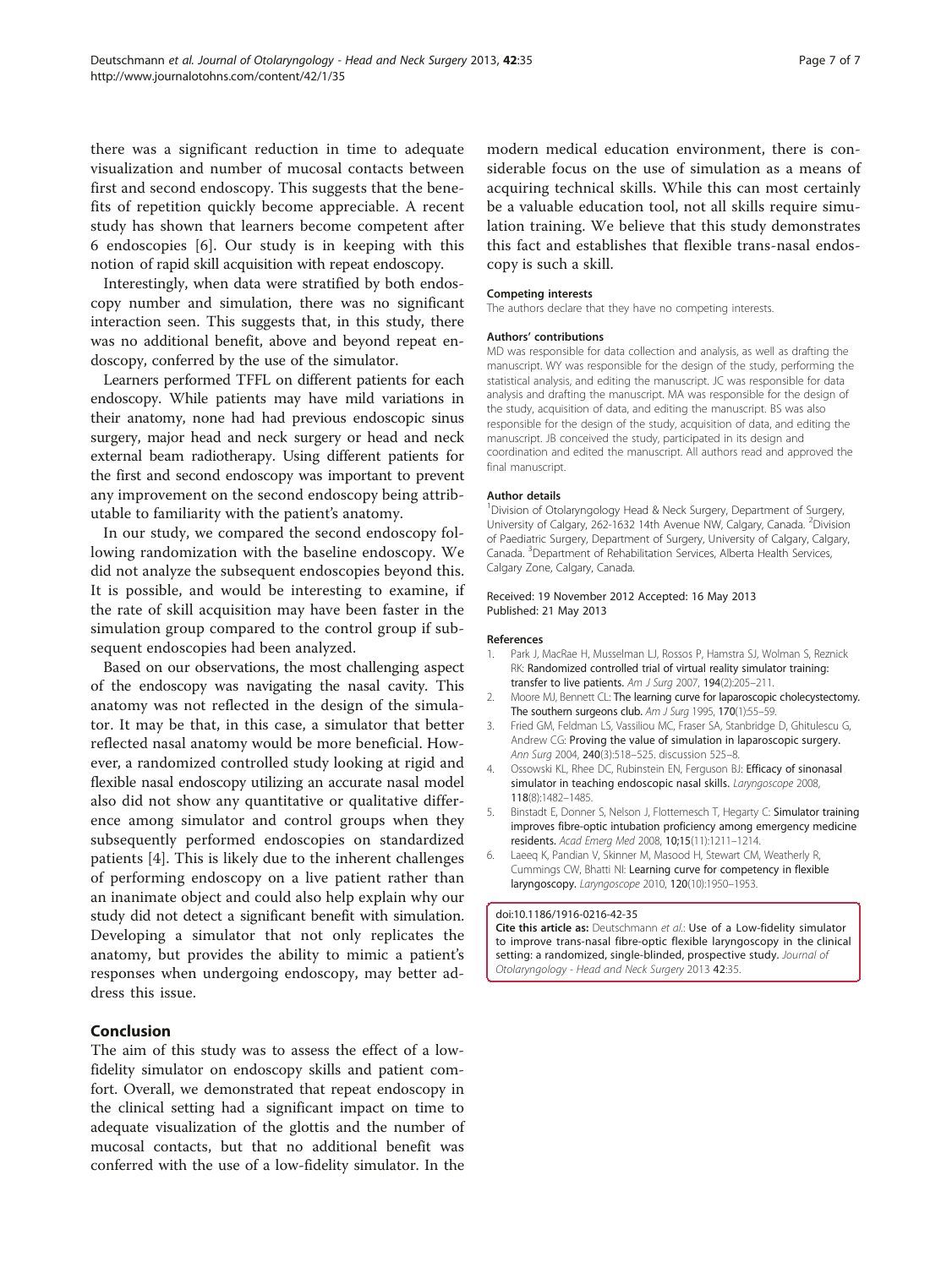there was a significant reduction in time to adequate visualization and number of mucosal contacts between first and second endoscopy. This suggests that the benefits of repetition quickly become appreciable. A recent study has shown that learners become competent after 6 endoscopies [6]. Our study is in keeping with this notion of rapid skill acquisition with repeat endoscopy.

Interestingly, when data were stratified by both endoscopy number and simulation, there was no significant interaction seen. This suggests that, in this study, there was no additional benefit, above and beyond repeat endoscopy, conferred by the use of the simulator.

Learners performed TFFL on different patients for each endoscopy. While patients may have mild variations in their anatomy, none had had previous endoscopic sinus surgery, major head and neck surgery or head and neck external beam radiotherapy. Using different patients for the first and second endoscopy was important to prevent any improvement on the second endoscopy being attributable to familiarity with the patient's anatomy.

In our study, we compared the second endoscopy following randomization with the baseline endoscopy. We did not analyze the subsequent endoscopies beyond this. It is possible, and would be interesting to examine, if the rate of skill acquisition may have been faster in the simulation group compared to the control group if subsequent endoscopies had been analyzed.

Based on our observations, the most challenging aspect of the endoscopy was navigating the nasal cavity. This anatomy was not reflected in the design of the simulator. It may be that, in this case, a simulator that better reflected nasal anatomy would be more beneficial. However, a randomized controlled study looking at rigid and flexible nasal endoscopy utilizing an accurate nasal model also did not show any quantitative or qualitative difference among simulator and control groups when they subsequently performed endoscopies on standardized patients [4]. This is likely due to the inherent challenges of performing endoscopy on a live patient rather than an inanimate object and could also help explain why our study did not detect a significant benefit with simulation. Developing a simulator that not only replicates the anatomy, but provides the ability to mimic a patient's responses when undergoing endoscopy, may better address this issue.

## Conclusion

The aim of this study was to assess the effect of a low-fidelity simulator on endoscopy skills and patient comfort. Overall, we demonstrated that repeat endoscopy in the clinical setting had a significant impact on time to adequate visualization of the glottis and the number of mucosal contacts, but that no additional benefit was conferred with the use of a low-fidelity simulator. In the modern medical education environment, there is considerable focus on the use of simulation as a means of acquiring technical skills. While this can most certainly be a valuable education tool, not all skills require simulation training. We believe that this study demonstrates this fact and establishes that flexible trans-nasal endoscopy is such a skill.

#### Competing interests

The authors declare that they have no competing interests.

#### Authors' contributions

MD was responsible for data collection and analysis, as well as drafting the manuscript. WY was responsible for the design of the study, performing the statistical analysis, and editing the manuscript. JC was responsible for data analysis and drafting the manuscript. MA was responsible for the design of the study, acquisition of data, and editing the manuscript. BS was also responsible for the design of the study, acquisition of data, and editing the manuscript. JB conceived the study, participated in its design and coordination and edited the manuscript. All authors read and approved the final manuscript.

#### Author details

[1]Division of Otolaryngology Head & Neck Surgery, Department of Surgery, University of Calgary, 262-1632 14th Avenue NW, Calgary, Canada. [2]Division of Paediatric Surgery, Department of Surgery, University of Calgary, Calgary, Canada. [3]Department of Rehabilitation Services, Alberta Health Services, Calgary Zone, Calgary, Canada.

Received: 19 November 2012 Accepted: 16 May 2013
Published: 21 May 2013

#### References

1. Park J, MacRae H, Musselman LJ, Rossos P, Hamstra SJ, Wolman S, Reznick RK: **Randomized controlled trial of virtual reality simulator training: transfer to live patients.** *Am J Surg* 2007, **194**(2):205–211.
2. Moore MJ, Bennett CL: **The learning curve for laparoscopic cholecystectomy. The southern surgeons club.** *Am J Surg* 1995, **170**(1):55–59.
3. Fried GM, Feldman LS, Vassiliou MC, Fraser SA, Stanbridge D, Ghitulescu G, Andrew CG: **Proving the value of simulation in laparoscopic surgery.** *Ann Surg* 2004, **240**(3):518–525. discussion 525–8.
4. Ossowski KL, Rhee DC, Rubinstein EN, Ferguson BJ: **Efficacy of sinonasal simulator in teaching endoscopic nasal skills.** *Laryngoscope* 2008, **118**(8):1482–1485.
5. Binstadt E, Donner S, Nelson J, Flottemesch T, Hegarty C: **Simulator training improves fibre-optic intubation proficiency among emergency medicine residents.** *Acad Emerg Med* 2008, **10;15**(11):1211–1214.
6. Laeeq K, Pandian V, Skinner M, Masood H, Stewart CM, Weatherly R, Cummings CW, Bhatti NI: **Learning curve for competency in flexible laryngoscopy.** *Laryngoscope* 2010, **120**(10):1950–1953.

doi:10.1186/1916-0216-42-35

**Cite this article as:** Deutschmann *et al.*: Use of a Low-fidelity simulator to improve trans-nasal fibre-optic flexible laryngoscopy in the clinical setting: a randomized, single-blinded, prospective study. *Journal of Otolaryngology - Head and Neck Surgery* 2013 **42**:35.